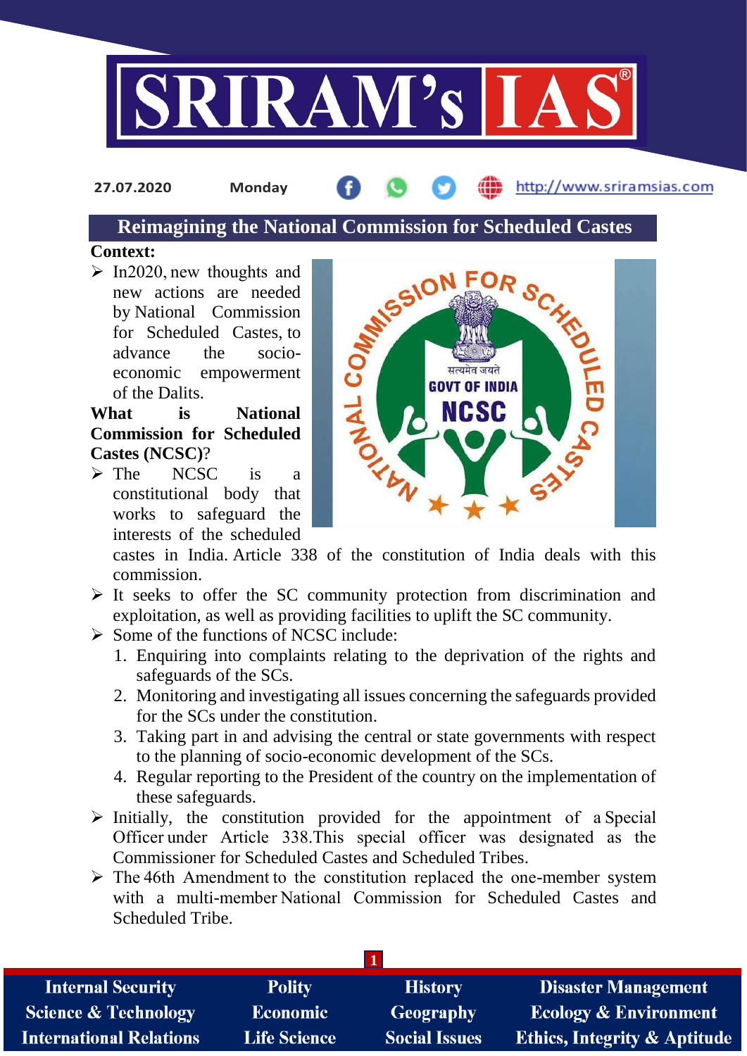27.07.2020 Monday

# Reimagining the National Commission for Scheduled Castes

**Context:**

- In2020, new thoughts and new actions are needed by National Commission for Scheduled Castes, to advance the socio-economic empowerment of the Dalits.

**What is National Commission for Scheduled Castes (NCSC)?**

- The NCSC is a constitutional body that works to safeguard the interests of the scheduled castes in India. Article 338 of the constitution of India deals with this commission.
- It seeks to offer the SC community protection from discrimination and exploitation, as well as providing facilities to uplift the SC community.
- Some of the functions of NCSC include:
  1. Enquiring into complaints relating to the deprivation of the rights and safeguards of the SCs.
  2. Monitoring and investigating all issues concerning the safeguards provided for the SCs under the constitution.
  3. Taking part in and advising the central or state governments with respect to the planning of socio-economic development of the SCs.
  4. Regular reporting to the President of the country on the implementation of these safeguards.
- Initially, the constitution provided for the appointment of a Special Officer under Article 338.This special officer was designated as the Commissioner for Scheduled Castes and Scheduled Tribes.
- The 46th Amendment to the constitution replaced the one-member system with a multi-member National Commission for Scheduled Castes and Scheduled Tribe.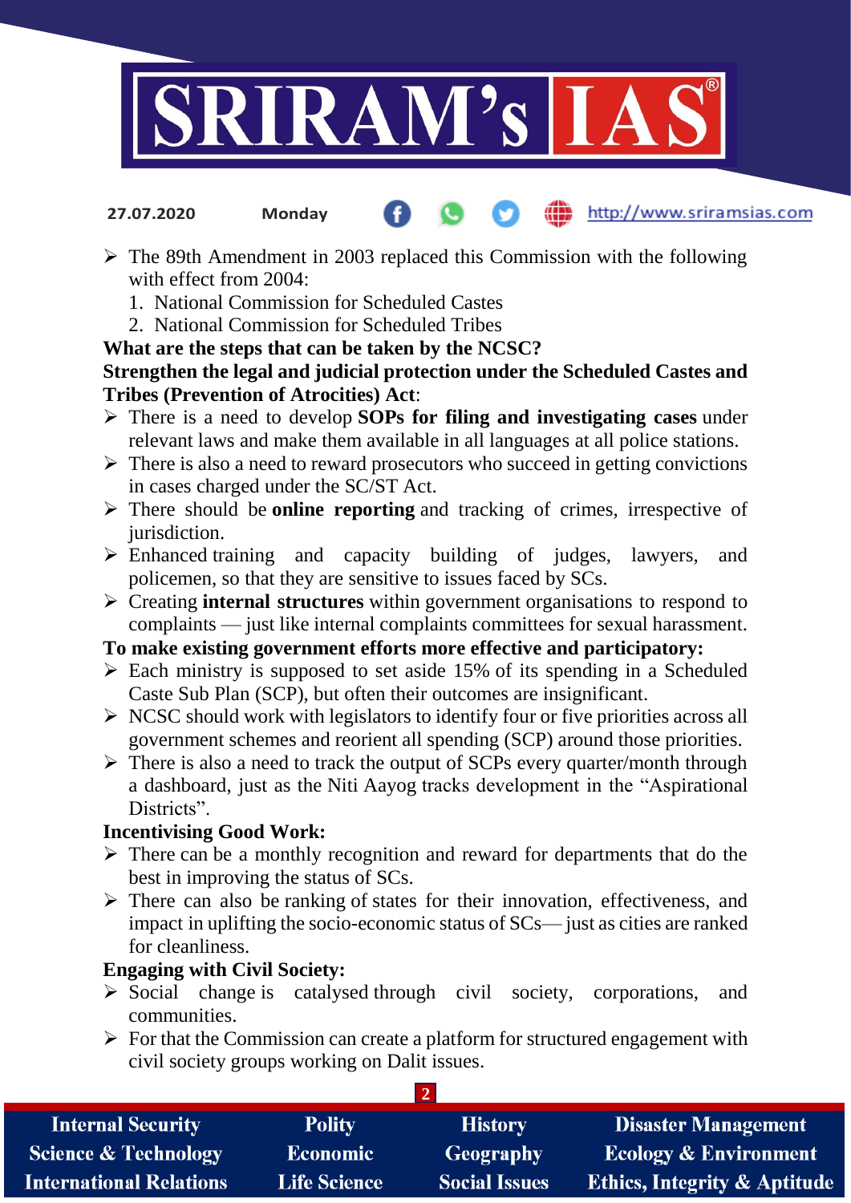- The 89th Amendment in 2003 replaced this Commission with the following with effect from 2004:
  1. National Commission for Scheduled Castes
  2. National Commission for Scheduled Tribes

**What are the steps that can be taken by the NCSC?**

**Strengthen the legal and judicial protection under the Scheduled Castes and Tribes (Prevention of Atrocities) Act**:

- There is a need to develop **SOPs for filing and investigating cases** under relevant laws and make them available in all languages at all police stations.
- There is also a need to reward prosecutors who succeed in getting convictions in cases charged under the SC/ST Act.
- There should be **online reporting** and tracking of crimes, irrespective of jurisdiction.
- Enhanced training and capacity building of judges, lawyers, and policemen, so that they are sensitive to issues faced by SCs.
- Creating **internal structures** within government organisations to respond to complaints — just like internal complaints committees for sexual harassment.

**To make existing government efforts more effective and participatory:**

- Each ministry is supposed to set aside 15% of its spending in a Scheduled Caste Sub Plan (SCP), but often their outcomes are insignificant.
- NCSC should work with legislators to identify four or five priorities across all government schemes and reorient all spending (SCP) around those priorities.
- There is also a need to track the output of SCPs every quarter/month through a dashboard, just as the Niti Aayog tracks development in the "Aspirational Districts".

**Incentivising Good Work:**

- There can be a monthly recognition and reward for departments that do the best in improving the status of SCs.
- There can also be ranking of states for their innovation, effectiveness, and impact in uplifting the socio-economic status of SCs— just as cities are ranked for cleanliness.

**Engaging with Civil Society:**

- Social change is catalysed through civil society, corporations, and communities.
- For that the Commission can create a platform for structured engagement with civil society groups working on Dalit issues.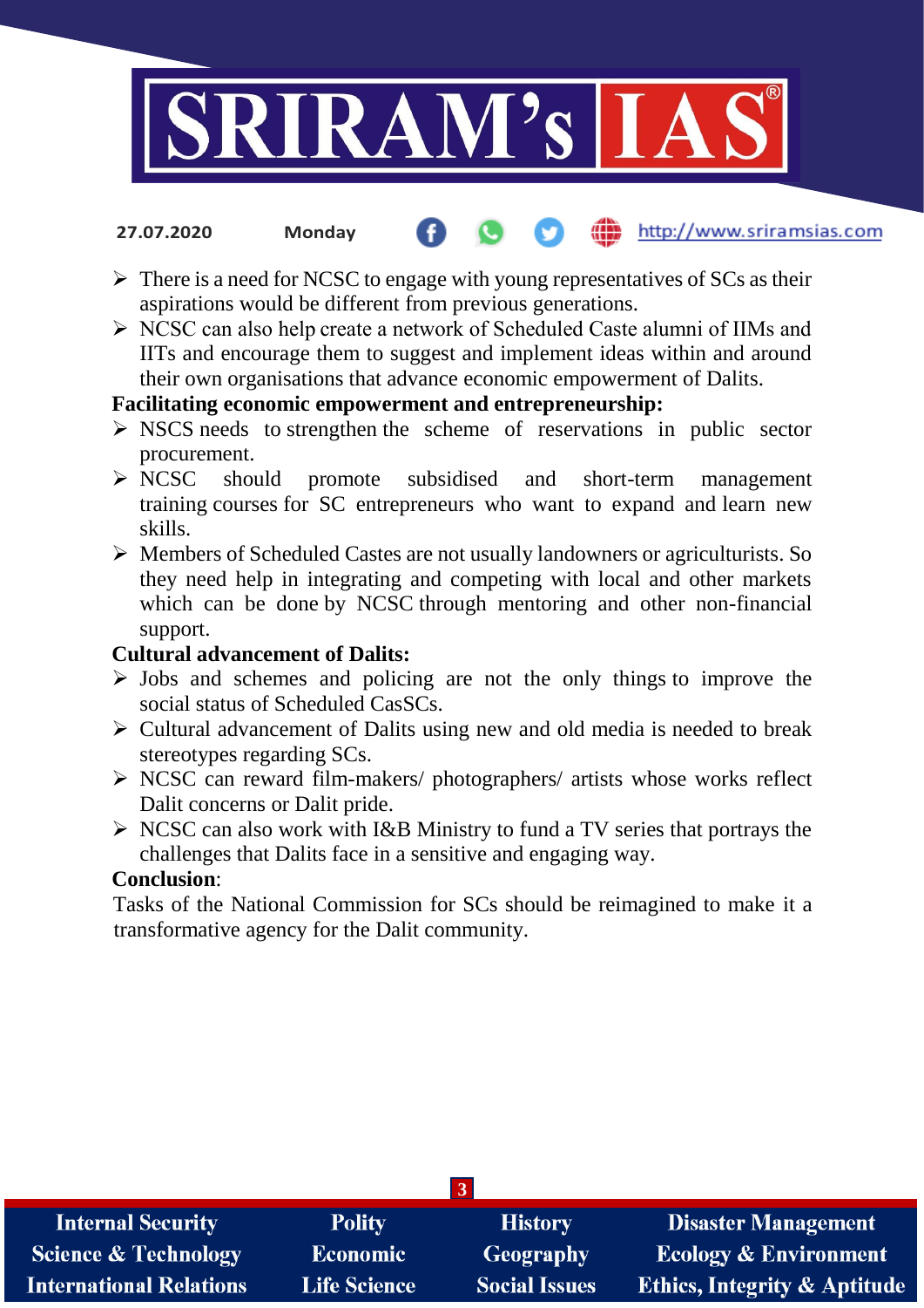- There is a need for NCSC to engage with young representatives of SCs as their aspirations would be different from previous generations.
- NCSC can also help create a network of Scheduled Caste alumni of IIMs and IITs and encourage them to suggest and implement ideas within and around their own organisations that advance economic empowerment of Dalits.

**Facilitating economic empowerment and entrepreneurship:**

- NSCS needs to strengthen the scheme of reservations in public sector procurement.
- NCSC should promote subsidised and short-term management training courses for SC entrepreneurs who want to expand and learn new skills.
- Members of Scheduled Castes are not usually landowners or agriculturists. So they need help in integrating and competing with local and other markets which can be done by NCSC through mentoring and other non-financial support.

**Cultural advancement of Dalits:**

- Jobs and schemes and policing are not the only things to improve the social status of Scheduled CasSCs.
- Cultural advancement of Dalits using new and old media is needed to break stereotypes regarding SCs.
- NCSC can reward film-makers/ photographers/ artists whose works reflect Dalit concerns or Dalit pride.
- NCSC can also work with I&B Ministry to fund a TV series that portrays the challenges that Dalits face in a sensitive and engaging way.

**Conclusion**:

Tasks of the National Commission for SCs should be reimagined to make it a transformative agency for the Dalit community.